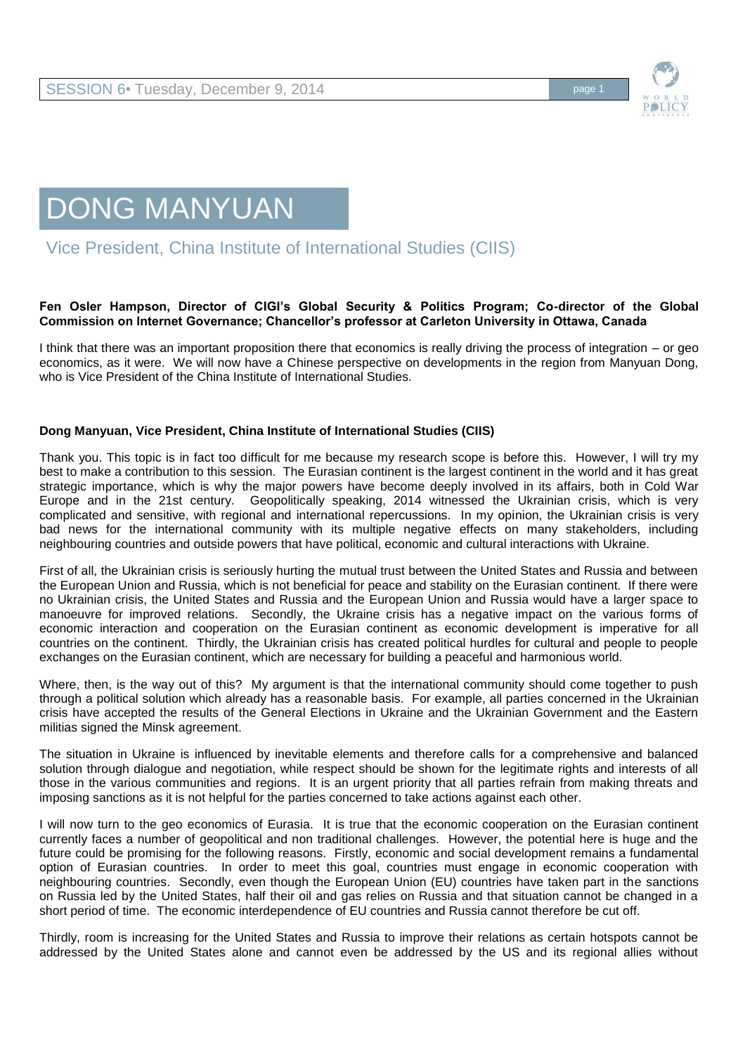# DONG MANYUAN

## Vice President, China Institute of International Studies (CIIS)

**Fen Osler Hampson, Director of CIGI's Global Security & Politics Program; Co-director of the Global Commission on Internet Governance; Chancellor's professor at Carleton University in Ottawa, Canada**

I think that there was an important proposition there that economics is really driving the process of integration – or geo economics, as it were. We will now have a Chinese perspective on developments in the region from Manyuan Dong, who is Vice President of the China Institute of International Studies.

**Dong Manyuan, Vice President, China Institute of International Studies (CIIS)**

Thank you. This topic is in fact too difficult for me because my research scope is before this. However, I will try my best to make a contribution to this session. The Eurasian continent is the largest continent in the world and it has great strategic importance, which is why the major powers have become deeply involved in its affairs, both in Cold War Europe and in the 21st century. Geopolitically speaking, 2014 witnessed the Ukrainian crisis, which is very complicated and sensitive, with regional and international repercussions. In my opinion, the Ukrainian crisis is very bad news for the international community with its multiple negative effects on many stakeholders, including neighbouring countries and outside powers that have political, economic and cultural interactions with Ukraine.

First of all, the Ukrainian crisis is seriously hurting the mutual trust between the United States and Russia and between the European Union and Russia, which is not beneficial for peace and stability on the Eurasian continent. If there were no Ukrainian crisis, the United States and Russia and the European Union and Russia would have a larger space to manoeuvre for improved relations. Secondly, the Ukraine crisis has a negative impact on the various forms of economic interaction and cooperation on the Eurasian continent as economic development is imperative for all countries on the continent. Thirdly, the Ukrainian crisis has created political hurdles for cultural and people to people exchanges on the Eurasian continent, which are necessary for building a peaceful and harmonious world.

Where, then, is the way out of this? My argument is that the international community should come together to push through a political solution which already has a reasonable basis. For example, all parties concerned in the Ukrainian crisis have accepted the results of the General Elections in Ukraine and the Ukrainian Government and the Eastern militias signed the Minsk agreement.

The situation in Ukraine is influenced by inevitable elements and therefore calls for a comprehensive and balanced solution through dialogue and negotiation, while respect should be shown for the legitimate rights and interests of all those in the various communities and regions. It is an urgent priority that all parties refrain from making threats and imposing sanctions as it is not helpful for the parties concerned to take actions against each other.

I will now turn to the geo economics of Eurasia. It is true that the economic cooperation on the Eurasian continent currently faces a number of geopolitical and non traditional challenges. However, the potential here is huge and the future could be promising for the following reasons. Firstly, economic and social development remains a fundamental option of Eurasian countries. In order to meet this goal, countries must engage in economic cooperation with neighbouring countries. Secondly, even though the European Union (EU) countries have taken part in the sanctions on Russia led by the United States, half their oil and gas relies on Russia and that situation cannot be changed in a short period of time. The economic interdependence of EU countries and Russia cannot therefore be cut off.

Thirdly, room is increasing for the United States and Russia to improve their relations as certain hotspots cannot be addressed by the United States alone and cannot even be addressed by the US and its regional allies without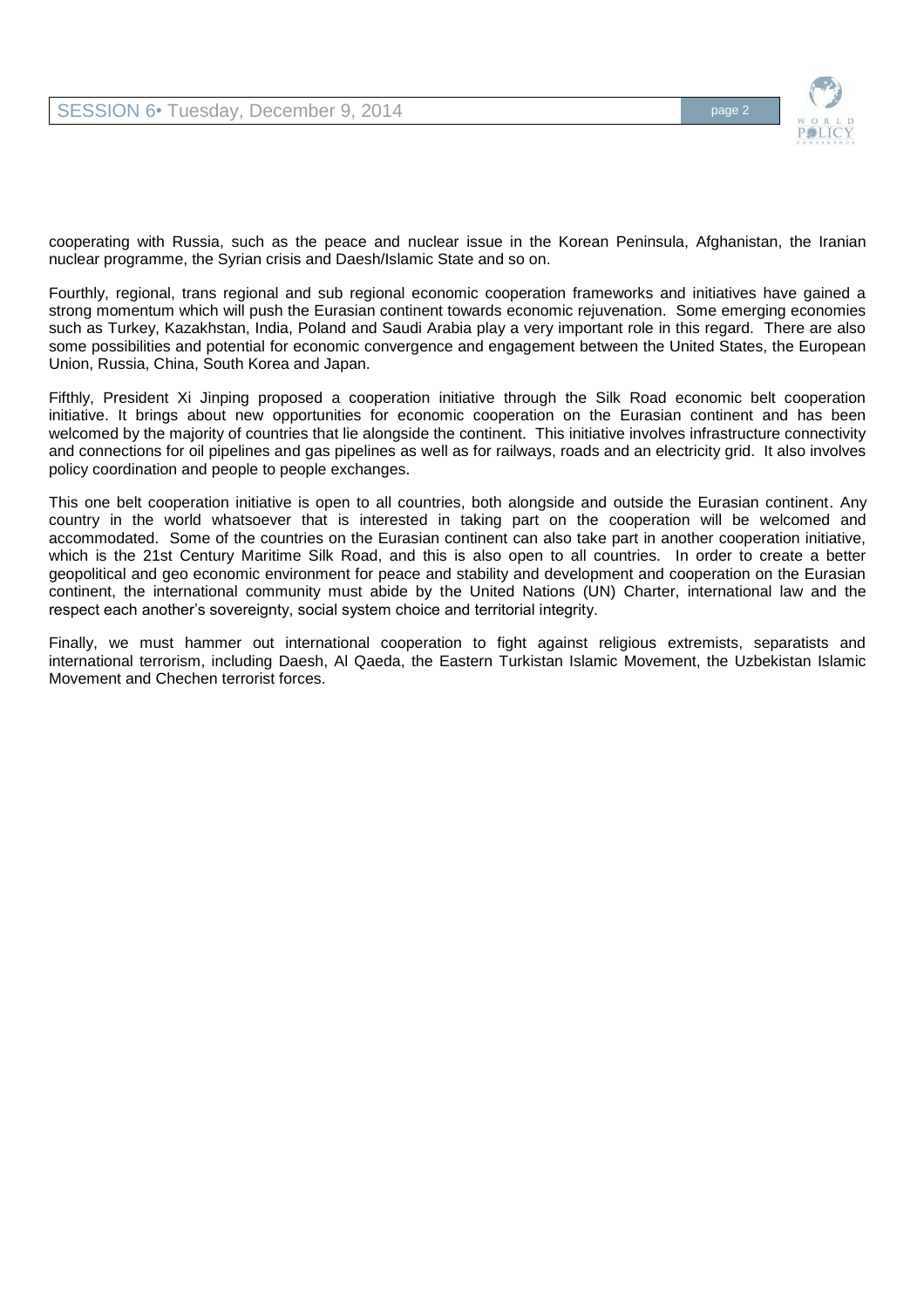cooperating with Russia, such as the peace and nuclear issue in the Korean Peninsula, Afghanistan, the Iranian nuclear programme, the Syrian crisis and Daesh/Islamic State and so on.

Fourthly, regional, trans regional and sub regional economic cooperation frameworks and initiatives have gained a strong momentum which will push the Eurasian continent towards economic rejuvenation. Some emerging economies such as Turkey, Kazakhstan, India, Poland and Saudi Arabia play a very important role in this regard. There are also some possibilities and potential for economic convergence and engagement between the United States, the European Union, Russia, China, South Korea and Japan.

Fifthly, President Xi Jinping proposed a cooperation initiative through the Silk Road economic belt cooperation initiative. It brings about new opportunities for economic cooperation on the Eurasian continent and has been welcomed by the majority of countries that lie alongside the continent. This initiative involves infrastructure connectivity and connections for oil pipelines and gas pipelines as well as for railways, roads and an electricity grid. It also involves policy coordination and people to people exchanges.

This one belt cooperation initiative is open to all countries, both alongside and outside the Eurasian continent. Any country in the world whatsoever that is interested in taking part on the cooperation will be welcomed and accommodated. Some of the countries on the Eurasian continent can also take part in another cooperation initiative, which is the 21st Century Maritime Silk Road, and this is also open to all countries. In order to create a better geopolitical and geo economic environment for peace and stability and development and cooperation on the Eurasian continent, the international community must abide by the United Nations (UN) Charter, international law and the respect each another's sovereignty, social system choice and territorial integrity.

Finally, we must hammer out international cooperation to fight against religious extremists, separatists and international terrorism, including Daesh, Al Qaeda, the Eastern Turkistan Islamic Movement, the Uzbekistan Islamic Movement and Chechen terrorist forces.